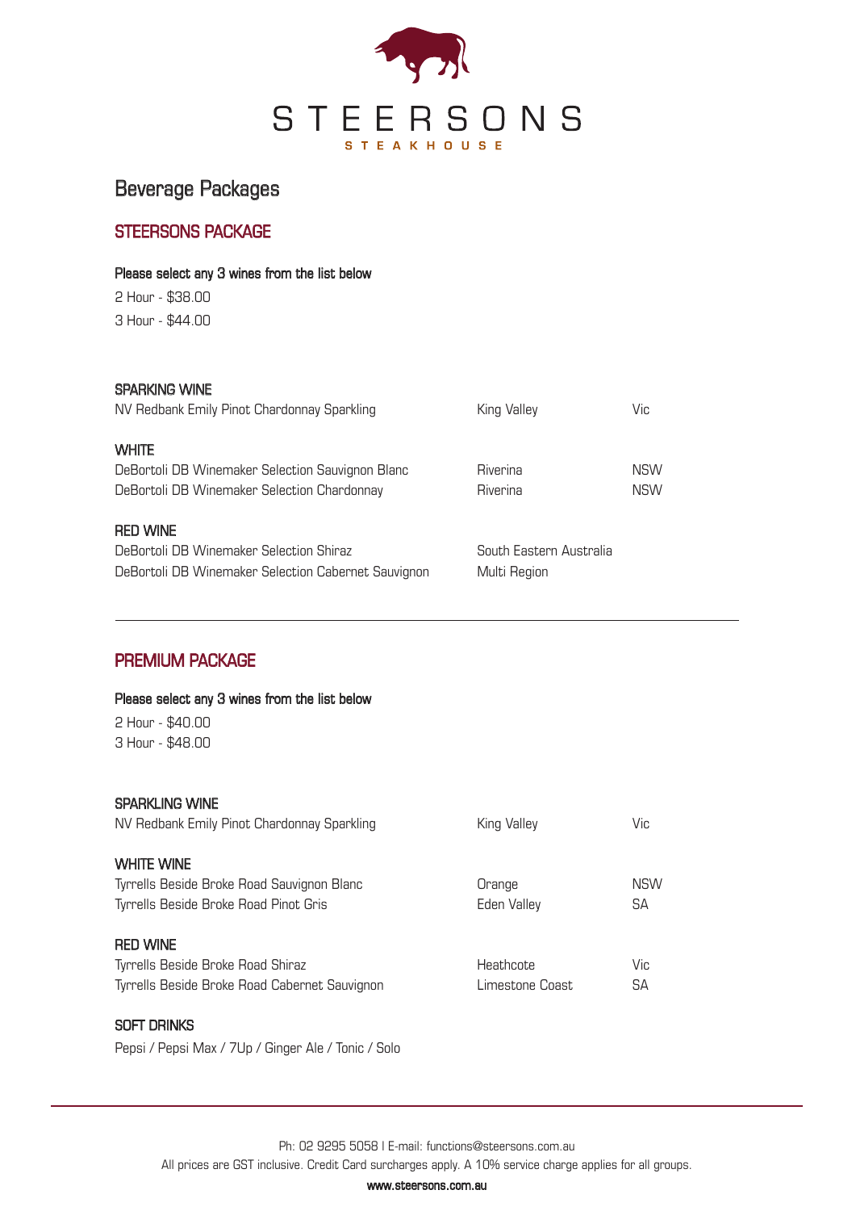# STEERSONS

STEAKHOUSE

## Beverage Packages

### STEERSONS PACKAGE

**Please select any 3 wines from the list below**

2 Hour - $38.00

3 Hour - $44.00

**SPARKING WINE**

| | | |
|---|---|---|
| NV Redbank Emily Pinot Chardonnay Sparkling | King Valley | Vic |

**WHITE**

| | | |
|---|---|---|
| DeBortoli DB Winemaker Selection Sauvignon Blanc | Riverina | NSW |
| DeBortoli DB Winemaker Selection Chardonnay | Riverina | NSW |

**RED WINE**

| | | |
|---|---|---|
| DeBortoli DB Winemaker Selection Shiraz | South Eastern Australia | |
| DeBortoli DB Winemaker Selection Cabernet Sauvignon | Multi Region | |

---

### PREMIUM PACKAGE

**Please select any 3 wines from the list below**

2 Hour - $40.00

3 Hour - $48.00

**SPARKLING WINE**

| | | |
|---|---|---|
| NV Redbank Emily Pinot Chardonnay Sparkling | King Valley | Vic |

**WHITE WINE**

| | | |
|---|---|---|
| Tyrrells Beside Broke Road Sauvignon Blanc | Orange | NSW |
| Tyrrells Beside Broke Road Pinot Gris | Eden Valley | SA |

**RED WINE**

| | | |
|---|---|---|
| Tyrrells Beside Broke Road Shiraz | Heathcote | Vic |
| Tyrrells Beside Broke Road Cabernet Sauvignon | Limestone Coast | SA |

**SOFT DRINKS**

Pepsi / Pepsi Max / 7Up / Ginger Ale / Tonic / Solo

---

Ph: 02 9295 5058 | E-mail: functions@steersons.com.au

All prices are GST inclusive. Credit Card surcharges apply. A 10% service charge applies for all groups.

**www.steersons.com.au**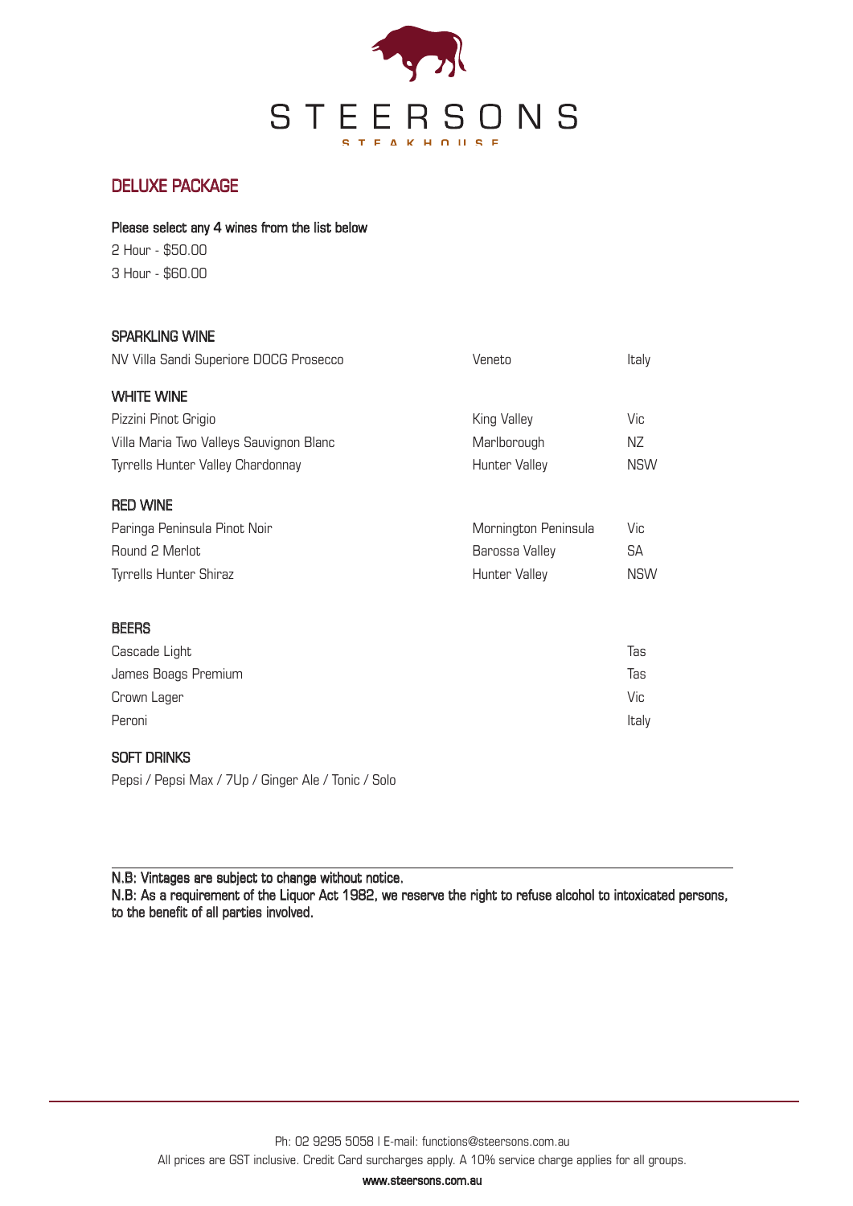# STEERSONS

STEAKHOUSE

## DELUXE PACKAGE

**Please select any 4 wines from the list below**

2 Hour - $50.00

3 Hour - $60.00

### SPARKLING WINE

| | | |
|---|---|---|
| NV Villa Sandi Superiore DOCG Prosecco | Veneto | Italy |

### WHITE WINE

| | | |
|---|---|---|
| Pizzini Pinot Grigio | King Valley | Vic |
| Villa Maria Two Valleys Sauvignon Blanc | Marlborough | NZ |
| Tyrrells Hunter Valley Chardonnay | Hunter Valley | NSW |

### RED WINE

| | | |
|---|---|---|
| Paringa Peninsula Pinot Noir | Mornington Peninsula | Vic |
| Round 2 Merlot | Barossa Valley | SA |
| Tyrrells Hunter Shiraz | Hunter Valley | NSW |

### BEERS

| | |
|---|---|
| Cascade Light | Tas |
| James Boags Premium | Tas |
| Crown Lager | Vic |
| Peroni | Italy |

### SOFT DRINKS

Pepsi / Pepsi Max / 7Up / Ginger Ale / Tonic / Solo

---

**N.B: Vintages are subject to change without notice.**

**N.B: As a requirement of the Liquor Act 1982, we reserve the right to refuse alcohol to intoxicated persons, to the benefit of all parties involved.**

---

Ph: 02 9295 5058 | E-mail: functions@steersons.com.au

All prices are GST inclusive. Credit Card surcharges apply. A 10% service charge applies for all groups.

**www.steersons.com.au**